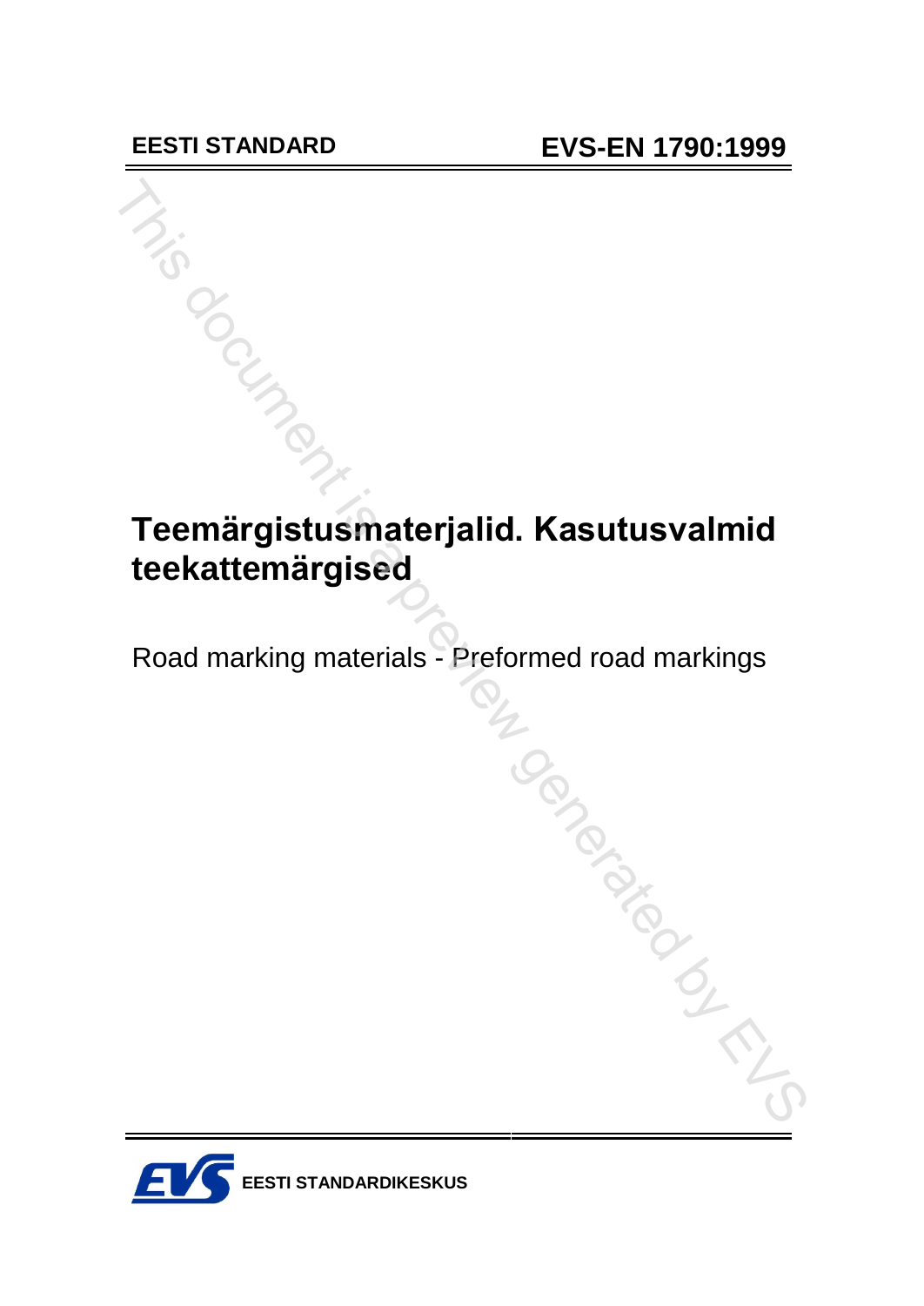EESTI STANDARD

EVS-EN 1790:1999

# Teemärgistusmaterjalid. Kasutusvalmid teekattemärgised

Road marking materials - Preformed road markings

EESTI STANDARDIKESKUS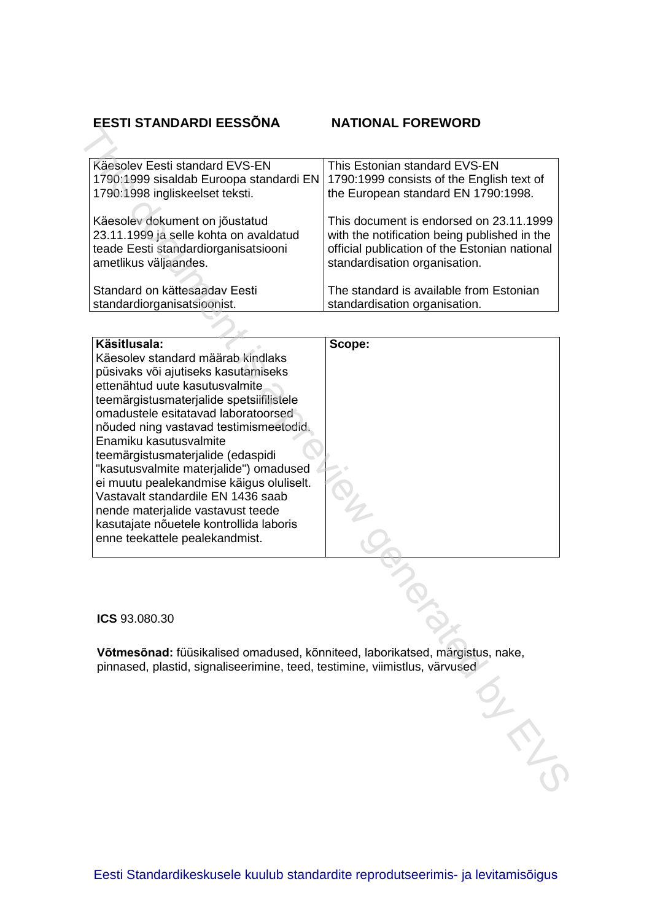## EESTI STANDARDI EESSÕNA — NATIONAL FOREWORD

| EESTI STANDARDI EESSÕNA | NATIONAL FOREWORD |
|---|---|
| Käesolev Eesti standard EVS-EN 1790:1999 sisaldab Euroopa standardi EN 1790:1998 ingliskeelset teksti. | This Estonian standard EVS-EN 1790:1999 consists of the English text of the European standard EN 1790:1998. |
| Käesolev dokument on jõustatud 23.11.1999 ja selle kohta on avaldatud teade Eesti standardiorganisatsiooni ametlikus väljaandes. | This document is endorsed on 23.11.1999 with the notification being published in the official publication of the Estonian national standardisation organisation. |
| Standard on kättesaadav Eesti standardiorganisatsioonist. | The standard is available from Estonian standardisation organisation. |

| **Käsitlusala:** | **Scope:** |
|---|---|
| Käesolev standard määrab kindlaks püsivaks või ajutiseks kasutamiseks ettenähtud uute kasutusvalmite teemärgistusmaterjalide spetsiifilistele omadustele esitatavad laboratoorsed nõuded ning vastavad testimismeetodid. Enamiku kasutusvalmite teemärgistusmaterjalide (edaspidi "kasutusvalmite materjalide") omadused ei muutu pealekandmise käigus oluliselt. Vastavalt standardile EN 1436 saab nende materjalide vastavust teede kasutajate nõuetele kontrollida laboris enne teekattele pealekandmist. | |

**ICS** 93.080.30

**Võtmesõnad:** füüsikalised omadused, kõnniteed, laborikatsed, märgistus, nake, pinnased, plastid, signaliseerimine, teed, testimine, viimistlus, värvused

Eesti Standardikeskusele kuulub standardite reprodutseerimis- ja levitamisõigus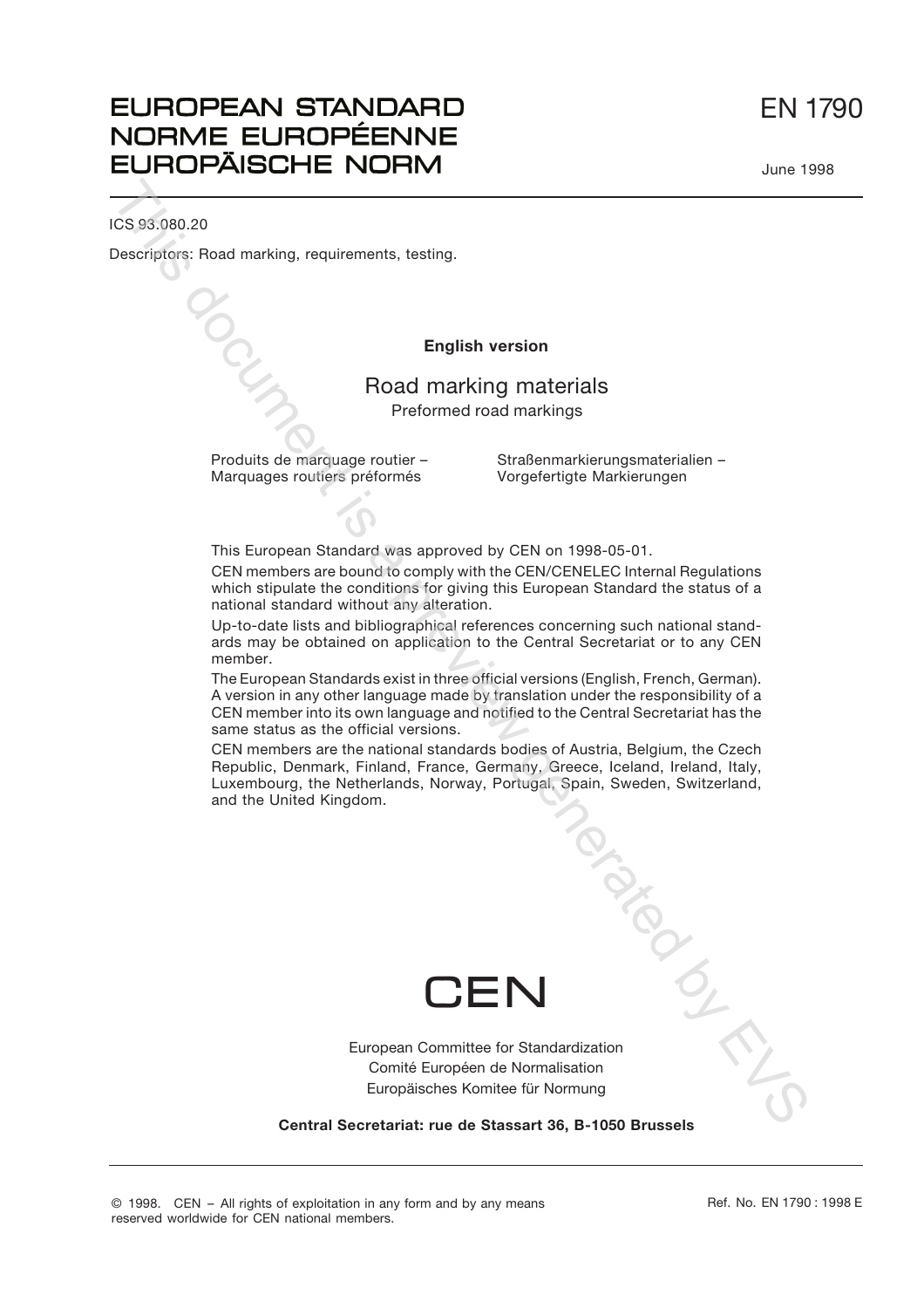# EUROPEAN STANDARD
# NORME EUROPÉENNE
# EUROPÄISCHE NORM

EN 1790

June 1998

ICS 93.080.20

Descriptors: Road marking, requirements, testing.

**English version**

## Road marking materials

Preformed road markings

Produits de marquage routier – Marquages routiers préformés

Straßenmarkierungsmaterialien – Vorgefertigte Markierungen

This European Standard was approved by CEN on 1998-05-01.

CEN members are bound to comply with the CEN/CENELEC Internal Regulations which stipulate the conditions for giving this European Standard the status of a national standard without any alteration.

Up-to-date lists and bibliographical references concerning such national standards may be obtained on application to the Central Secretariat or to any CEN member.

The European Standards exist in three official versions (English, French, German). A version in any other language made by translation under the responsibility of a CEN member into its own language and notified to the Central Secretariat has the same status as the official versions.

CEN members are the national standards bodies of Austria, Belgium, the Czech Republic, Denmark, Finland, France, Germany, Greece, Iceland, Ireland, Italy, Luxembourg, the Netherlands, Norway, Portugal, Spain, Sweden, Switzerland, and the United Kingdom.

CEN

European Committee for Standardization
Comité Européen de Normalisation
Europäisches Komitee für Normung

**Central Secretariat: rue de Stassart 36, B-1050 Brussels**

© 1998. CEN – All rights of exploitation in any form and by any means reserved worldwide for CEN national members.

Ref. No. EN 1790 : 1998 E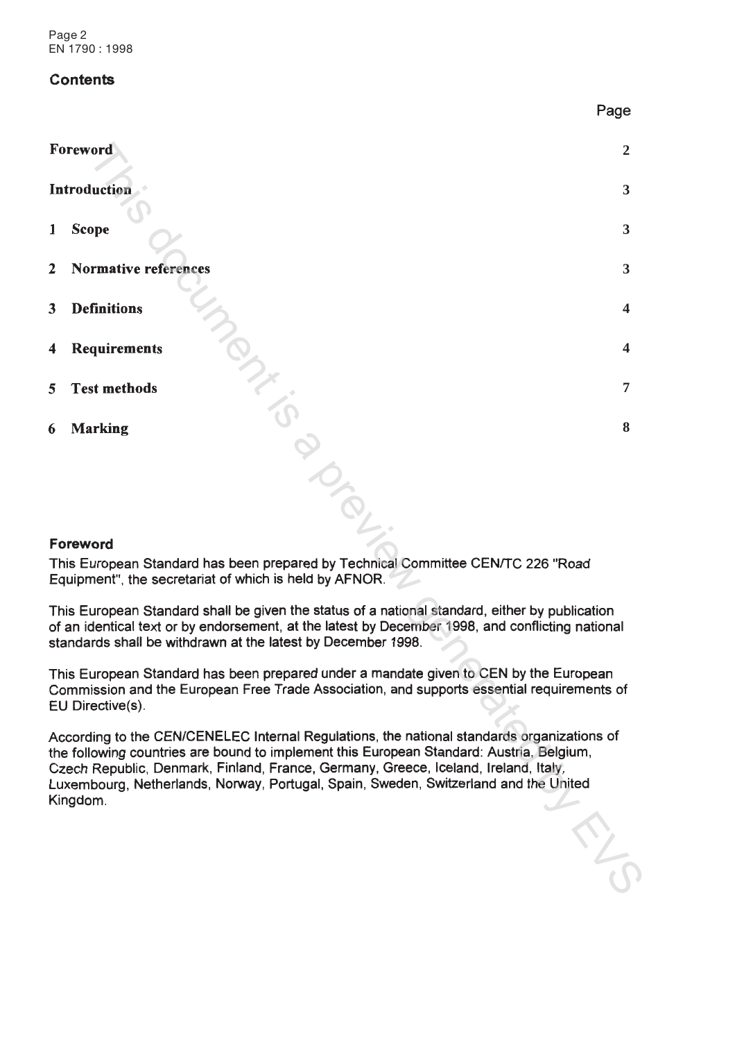## Contents

| | Page |
|---|---|
| **Foreword** | **2** |
| **Introduction** | **3** |
| **1 Scope** | **3** |
| **2 Normative references** | **3** |
| **3 Definitions** | **4** |
| **4 Requirements** | **4** |
| **5 Test methods** | **7** |
| **6 Marking** | **8** |

## Foreword

This European Standard has been prepared by Technical Committee CEN/TC 226 "Road Equipment", the secretariat of which is held by AFNOR.

This European Standard shall be given the status of a national standard, either by publication of an identical text or by endorsement, at the latest by December 1998, and conflicting national standards shall be withdrawn at the latest by December 1998.

This European Standard has been prepared under a mandate given to CEN by the European Commission and the European Free Trade Association, and supports essential requirements of EU Directive(s).

According to the CEN/CENELEC Internal Regulations, the national standards organizations of the following countries are bound to implement this European Standard: Austria, Belgium, Czech Republic, Denmark, Finland, France, Germany, Greece, Iceland, Ireland, Italy, Luxembourg, Netherlands, Norway, Portugal, Spain, Sweden, Switzerland and the United Kingdom.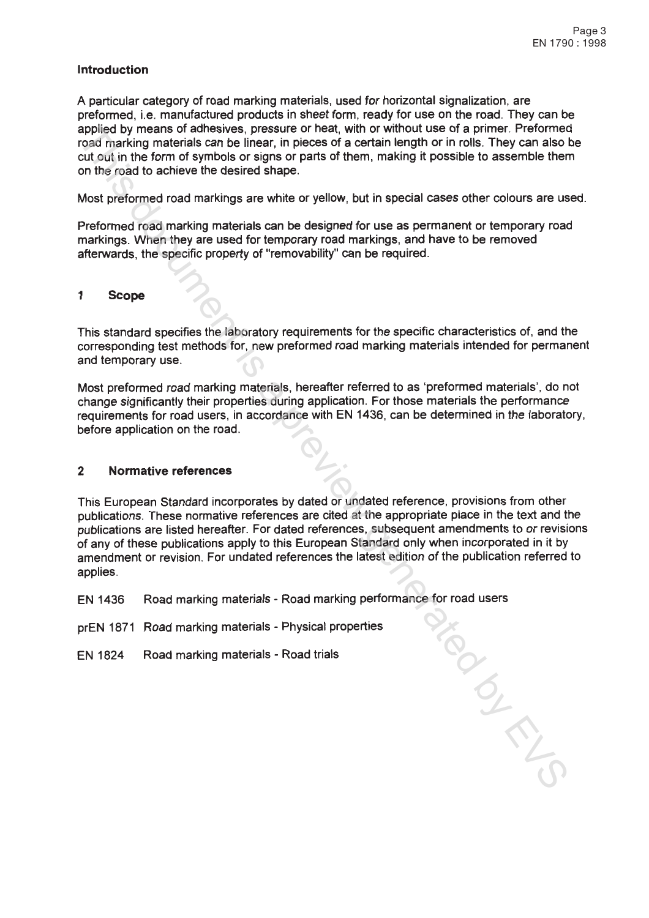## Introduction

A particular category of road marking materials, used for horizontal signalization, are preformed, i.e. manufactured products in sheet form, ready for use on the road. They can be applied by means of adhesives, pressure or heat, with or without use of a primer. Preformed road marking materials can be linear, in pieces of a certain length or in rolls. They can also be cut out in the form of symbols or signs or parts of them, making it possible to assemble them on the road to achieve the desired shape.

Most preformed road markings are white or yellow, but in special cases other colours are used.

Preformed road marking materials can be designed for use as permanent or temporary road markings. When they are used for temporary road markings, and have to be removed afterwards, the specific property of "removability" can be required.

## 1 Scope

This standard specifies the laboratory requirements for the specific characteristics of, and the corresponding test methods for, new preformed road marking materials intended for permanent and temporary use.

Most preformed road marking materials, hereafter referred to as 'preformed materials', do not change significantly their properties during application. For those materials the performance requirements for road users, in accordance with EN 1436, can be determined in the laboratory, before application on the road.

## 2 Normative references

This European Standard incorporates by dated or undated reference, provisions from other publications. These normative references are cited at the appropriate place in the text and the publications are listed hereafter. For dated references, subsequent amendments to or revisions of any of these publications apply to this European Standard only when incorporated in it by amendment or revision. For undated references the latest edition of the publication referred to applies.

EN 1436 Road marking materials - Road marking performance for road users

prEN 1871 Road marking materials - Physical properties

EN 1824 Road marking materials - Road trials